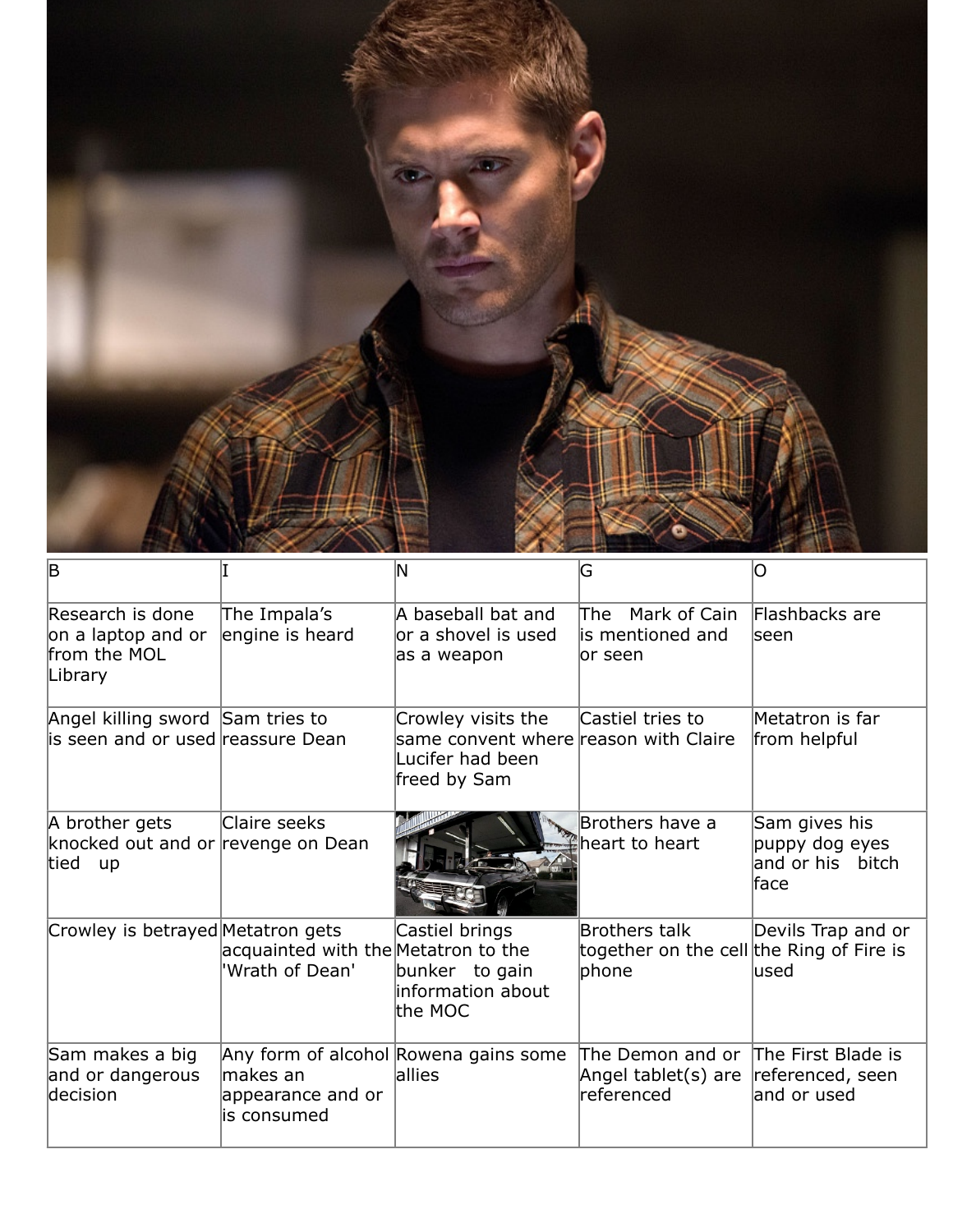| B | I | N | G | O |
| --- | --- | --- | --- | --- |
| Research is done on a laptop and or from the MOL Library | The Impala's engine is heard | A baseball bat and or a shovel is used as a weapon | The Mark of Cain is mentioned and or seen | Flashbacks are seen |
| Angel killing sword is seen and or used | Sam tries to reassure Dean | Crowley visits the same convent where Lucifer had been freed by Sam | Castiel tries to reason with Claire | Metatron is far from helpful |
| A brother gets knocked out and or tied up | Claire seeks revenge on Dean | | Brothers have a heart to heart | Sam gives his puppy dog eyes and or his bitch face |
| Crowley is betrayed | Metatron gets acquainted with the 'Wrath of Dean' | Castiel brings Metatron to the bunker to gain information about the MOC | Brothers talk together on the cell phone | Devils Trap and or the Ring of Fire is used |
| Sam makes a big and or dangerous decision | Any form of alcohol makes an appearance and or is consumed | Rowena gains some allies | The Demon and or Angel tablet(s) are referenced | The First Blade is referenced, seen and or used |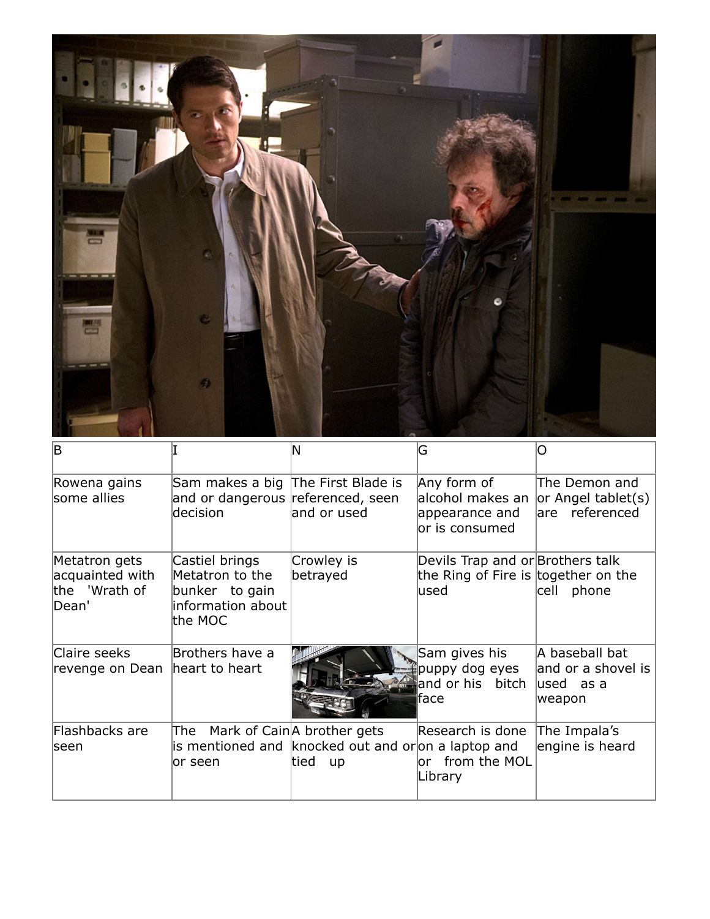| B | I | N | G | O |
| --- | --- | --- | --- | --- |
| Rowena gains some allies | Sam makes a big and or dangerous decision | The First Blade is referenced, seen and or used | Any form of alcohol makes an appearance and or is consumed | The Demon and or Angel tablet(s) are referenced |
| Metatron gets acquainted with the 'Wrath of Dean' | Castiel brings Metatron to the bunker to gain information about the MOC | Crowley is betrayed | Devils Trap and or the Ring of Fire is used | Brothers talk together on the cell phone |
| Claire seeks revenge on Dean | Brothers have a heart to heart | | Sam gives his puppy dog eyes and or his bitch face | A baseball bat and or a shovel is used as a weapon |
| Flashbacks are seen | The Mark of Cain is mentioned and or seen | A brother gets knocked out and or tied up | Research is done on a laptop and or from the MOL Library | The Impala's engine is heard |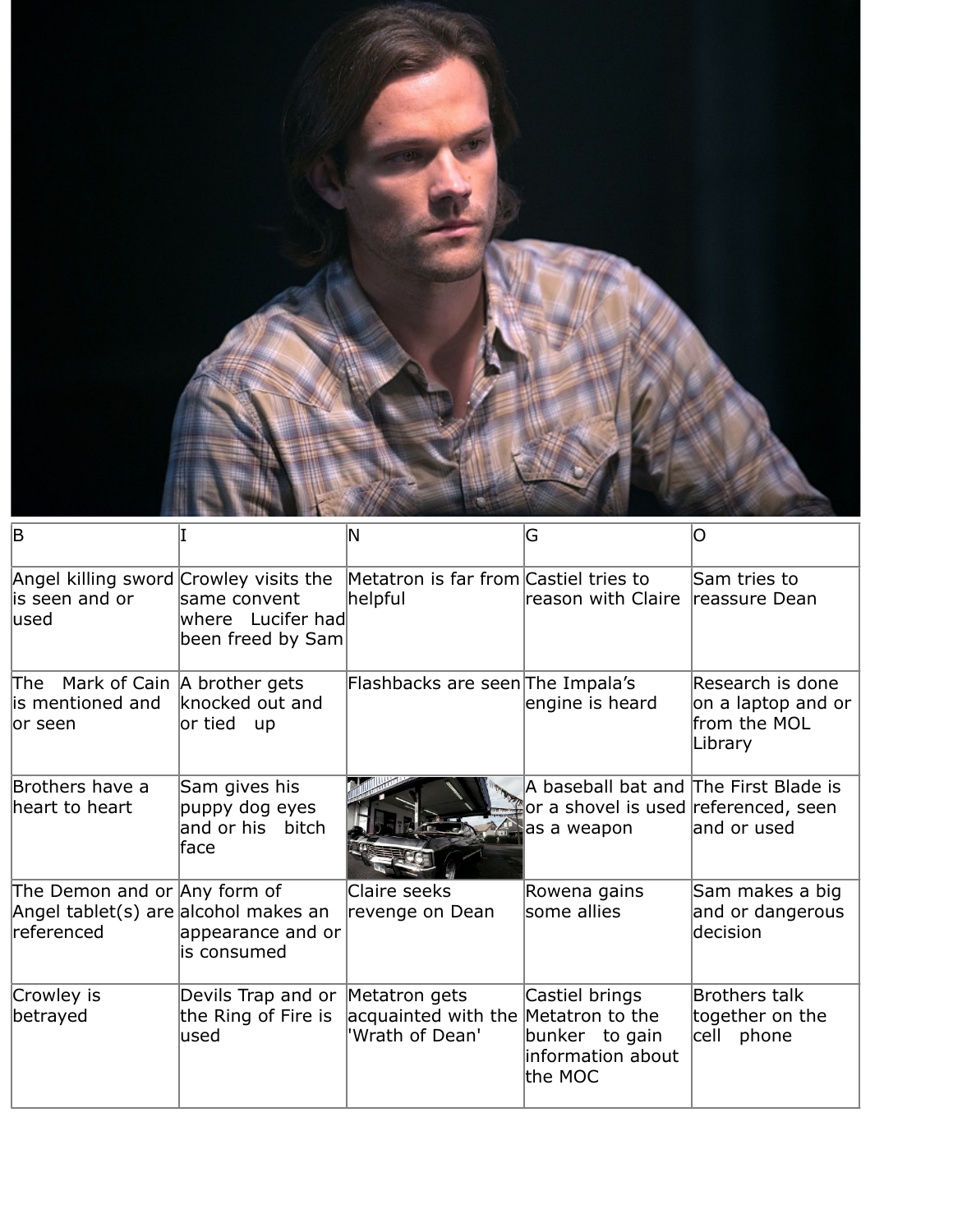| B | I | N | G | O |
|---|---|---|---|---|
| Angel killing sword is seen and or used | Crowley visits the same convent where Lucifer had been freed by Sam | Metatron is far from helpful | Castiel tries to reason with Claire | Sam tries to reassure Dean |
| The Mark of Cain is mentioned and or seen | A brother gets knocked out and or tied up | Flashbacks are seen | The Impala's engine is heard | Research is done on a laptop and or from the MOL Library |
| Brothers have a heart to heart | Sam gives his puppy dog eyes and or his bitch face | | A baseball bat and or a shovel is used as a weapon | The First Blade is referenced, seen and or used |
| The Demon and or Angel tablet(s) are referenced | Any form of alcohol makes an appearance and or is consumed | Claire seeks revenge on Dean | Rowena gains some allies | Sam makes a big and or dangerous decision |
| Crowley is betrayed | Devils Trap and or the Ring of Fire is used | Metatron gets acquainted with the 'Wrath of Dean' | Castiel brings Metatron to the bunker to gain information about the MOC | Brothers talk together on the cell phone |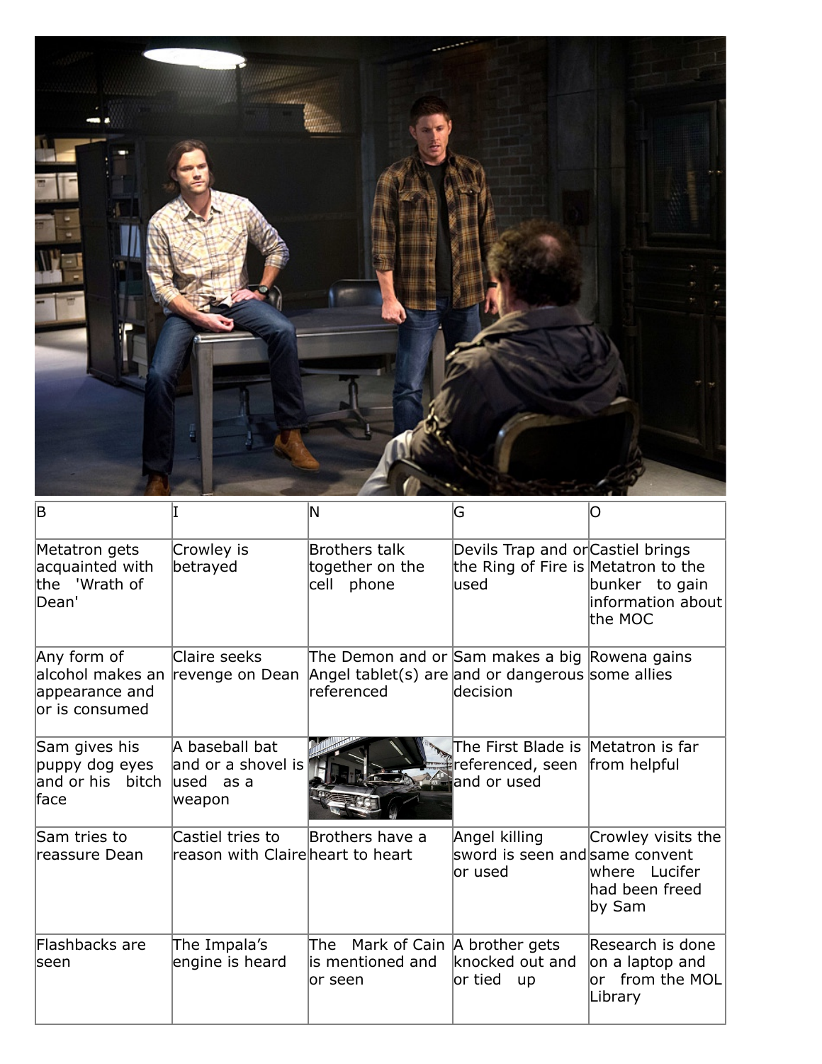| B | I | N | G | O |
| --- | --- | --- | --- | --- |
| Metatron gets acquainted with the 'Wrath of Dean' | Crowley is betrayed | Brothers talk together on the cell phone | Devils Trap and or the Ring of Fire is used | Castiel brings Metatron to the bunker to gain information about the MOC |
| Any form of alcohol makes an appearance and or is consumed | Claire seeks revenge on Dean | The Demon and or Angel tablet(s) are referenced | Sam makes a big and or dangerous decision | Rowena gains some allies |
| Sam gives his puppy dog eyes and or his bitch face | A baseball bat and or a shovel is used as a weapon | | The First Blade is referenced, seen and or used | Metatron is far from helpful |
| Sam tries to reassure Dean | Castiel tries to reason with Claire | Brothers have a heart to heart | Angel killing sword is seen and or used | Crowley visits the same convent where Lucifer had been freed by Sam |
| Flashbacks are seen | The Impala's engine is heard | The Mark of Cain is mentioned and or seen | A brother gets knocked out and or tied up | Research is done on a laptop and or from the MOL Library |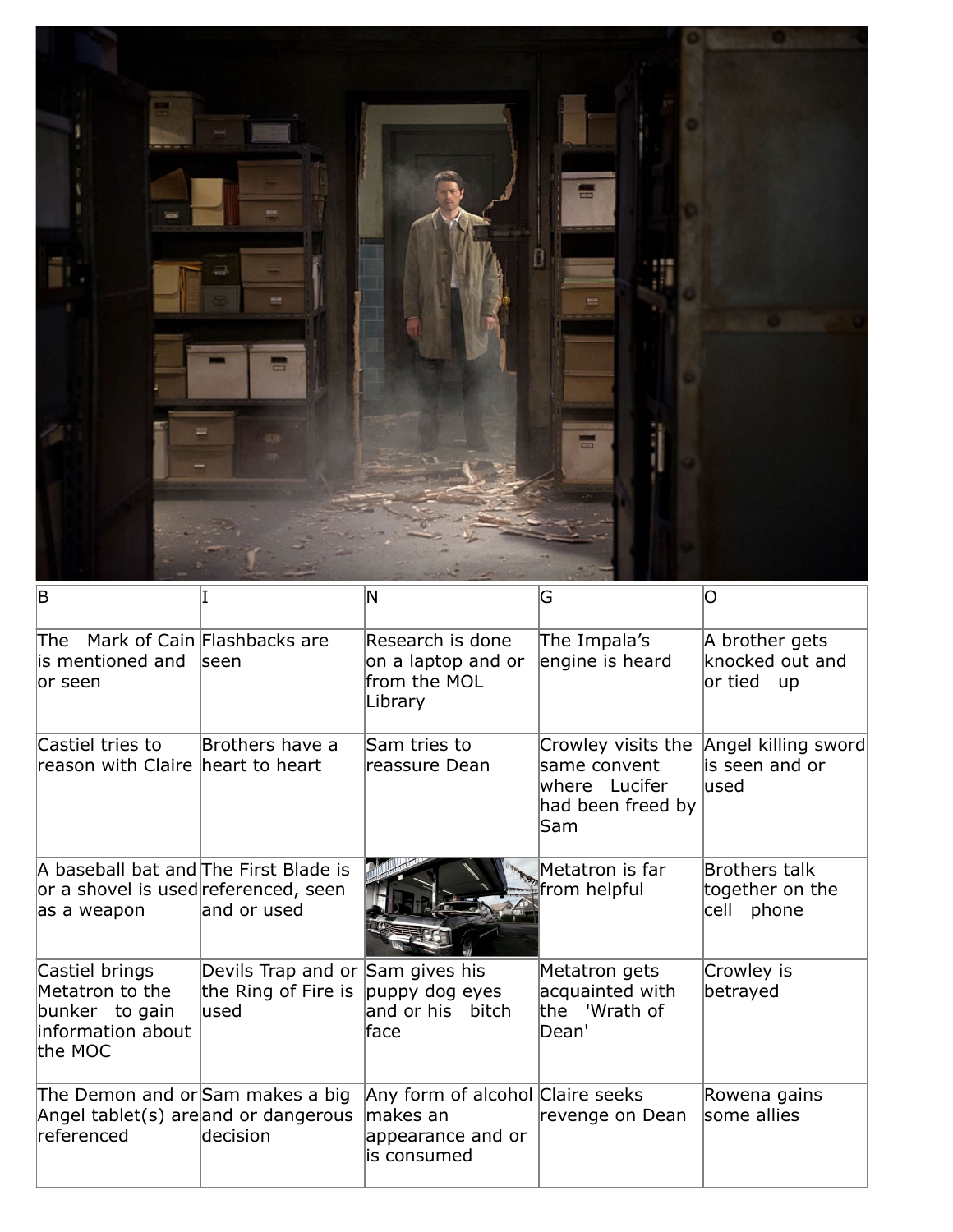| B | I | N | G | O |
|---|---|---|---|---|
| The Mark of Cain is mentioned and or seen | Flashbacks are seen | Research is done on a laptop and or from the MOL Library | The Impala's engine is heard | A brother gets knocked out and or tied up |
| Castiel tries to reason with Claire | Brothers have a heart to heart | Sam tries to reassure Dean | Crowley visits the same convent where Lucifer had been freed by Sam | Angel killing sword is seen and or used |
| A baseball bat and or a shovel is used as a weapon | The First Blade is referenced, seen and or used | | Metatron is far from helpful | Brothers talk together on the cell phone |
| Castiel brings Metatron to the bunker to gain information about the MOC | Devils Trap and or the Ring of Fire is used | Sam gives his puppy dog eyes and or his bitch face | Metatron gets acquainted with the 'Wrath of Dean' | Crowley is betrayed |
| The Demon and or Angel tablet(s) are referenced | Sam makes a big and or dangerous decision | Any form of alcohol makes an appearance and or is consumed | Claire seeks revenge on Dean | Rowena gains some allies |